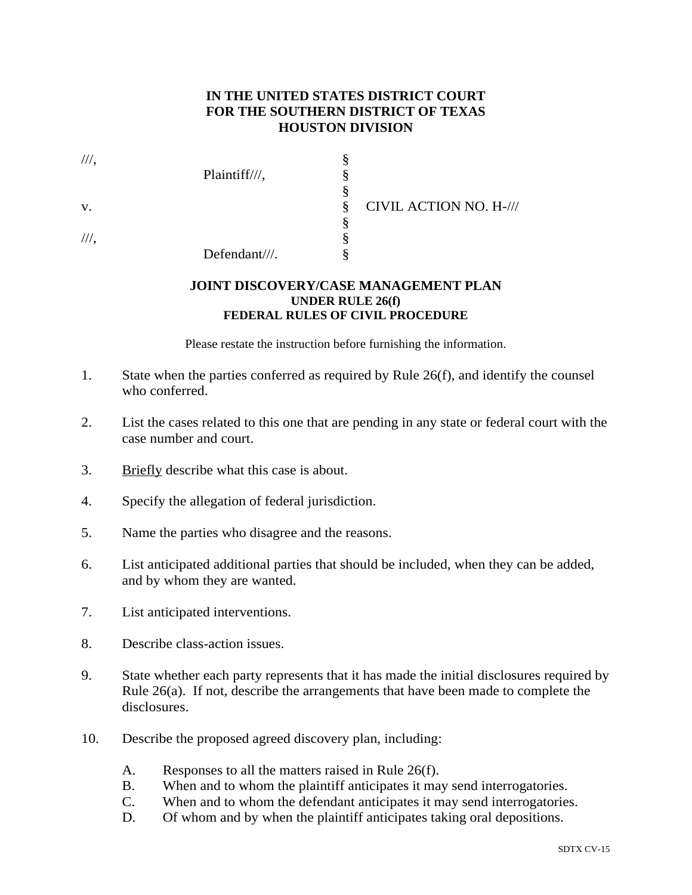**IN THE UNITED STATES DISTRICT COURT**
**FOR THE SOUTHERN DISTRICT OF TEXAS**
**HOUSTON DIVISION**

| | | | |
|---|---|---|---|
| ///, | | § | |
| | Plaintiff///, | § | |
| | | § | |
| v. | | § | CIVIL ACTION NO. H-/// |
| | | § | |
| ///, | | § | |
| | Defendant///. | § | |

**JOINT DISCOVERY/CASE MANAGEMENT PLAN**
**UNDER RULE 26(f)**
**FEDERAL RULES OF CIVIL PROCEDURE**

Please restate the instruction before furnishing the information.

1. State when the parties conferred as required by Rule 26(f), and identify the counsel who conferred.

2. List the cases related to this one that are pending in any state or federal court with the case number and court.

3. Briefly describe what this case is about.

4. Specify the allegation of federal jurisdiction.

5. Name the parties who disagree and the reasons.

6. List anticipated additional parties that should be included, when they can be added, and by whom they are wanted.

7. List anticipated interventions.

8. Describe class-action issues.

9. State whether each party represents that it has made the initial disclosures required by Rule 26(a). If not, describe the arrangements that have been made to complete the disclosures.

10. Describe the proposed agreed discovery plan, including:

    A. Responses to all the matters raised in Rule 26(f).
    B. When and to whom the plaintiff anticipates it may send interrogatories.
    C. When and to whom the defendant anticipates it may send interrogatories.
    D. Of whom and by when the plaintiff anticipates taking oral depositions.

SDTX CV-15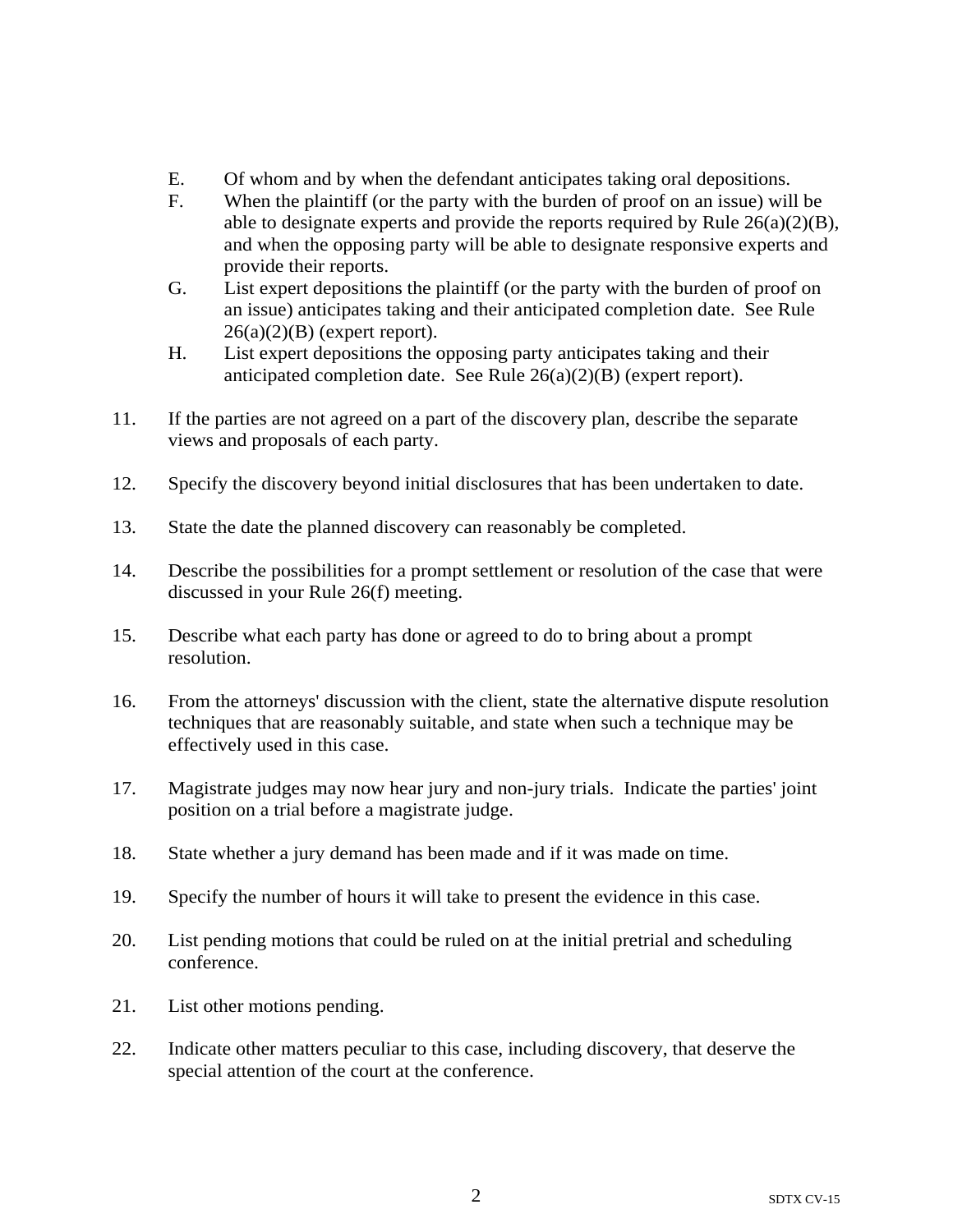E. Of whom and by when the defendant anticipates taking oral depositions.

F. When the plaintiff (or the party with the burden of proof on an issue) will be able to designate experts and provide the reports required by Rule 26(a)(2)(B), and when the opposing party will be able to designate responsive experts and provide their reports.

G. List expert depositions the plaintiff (or the party with the burden of proof on an issue) anticipates taking and their anticipated completion date. See Rule 26(a)(2)(B) (expert report).

H. List expert depositions the opposing party anticipates taking and their anticipated completion date. See Rule 26(a)(2)(B) (expert report).

11. If the parties are not agreed on a part of the discovery plan, describe the separate views and proposals of each party.

12. Specify the discovery beyond initial disclosures that has been undertaken to date.

13. State the date the planned discovery can reasonably be completed.

14. Describe the possibilities for a prompt settlement or resolution of the case that were discussed in your Rule 26(f) meeting.

15. Describe what each party has done or agreed to do to bring about a prompt resolution.

16. From the attorneys' discussion with the client, state the alternative dispute resolution techniques that are reasonably suitable, and state when such a technique may be effectively used in this case.

17. Magistrate judges may now hear jury and non-jury trials. Indicate the parties' joint position on a trial before a magistrate judge.

18. State whether a jury demand has been made and if it was made on time.

19. Specify the number of hours it will take to present the evidence in this case.

20. List pending motions that could be ruled on at the initial pretrial and scheduling conference.

21. List other motions pending.

22. Indicate other matters peculiar to this case, including discovery, that deserve the special attention of the court at the conference.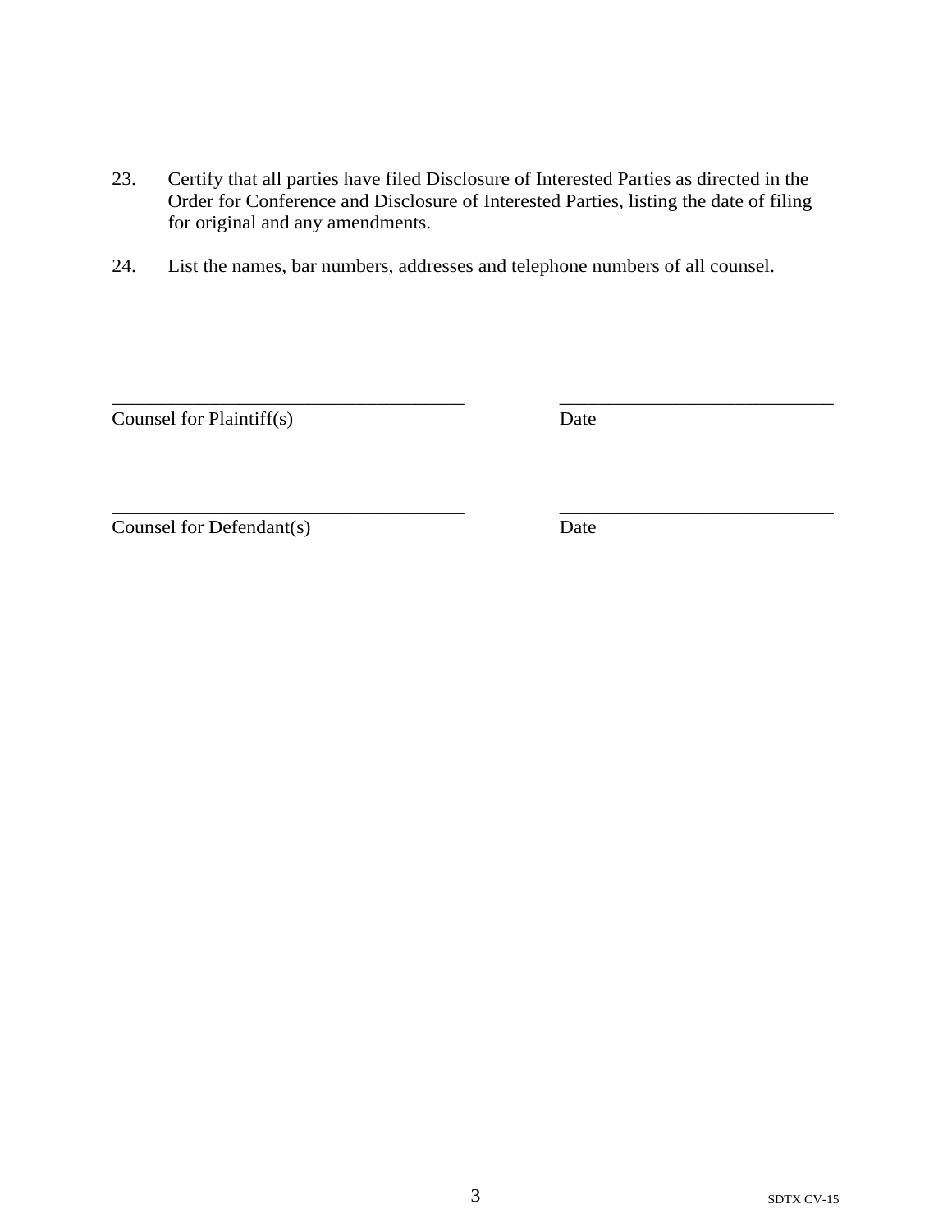23. Certify that all parties have filed Disclosure of Interested Parties as directed in the Order for Conference and Disclosure of Interested Parties, listing the date of filing for original and any amendments.

24. List the names, bar numbers, addresses and telephone numbers of all counsel.

\_\_\_\_\_\_\_\_\_\_\_\_\_\_\_\_\_\_\_\_\_\_\_\_\_\_\_\_\_\_\_\_\_\_\_\_ \_\_\_\_\_\_\_\_\_\_\_\_\_\_\_\_\_\_\_\_\_\_\_\_\_\_\_\_\_\_

Counsel for Plaintiff(s) Date

\_\_\_\_\_\_\_\_\_\_\_\_\_\_\_\_\_\_\_\_\_\_\_\_\_\_\_\_\_\_\_\_\_\_\_\_ \_\_\_\_\_\_\_\_\_\_\_\_\_\_\_\_\_\_\_\_\_\_\_\_\_\_\_\_\_\_

Counsel for Defendant(s) Date

SDTX CV-15